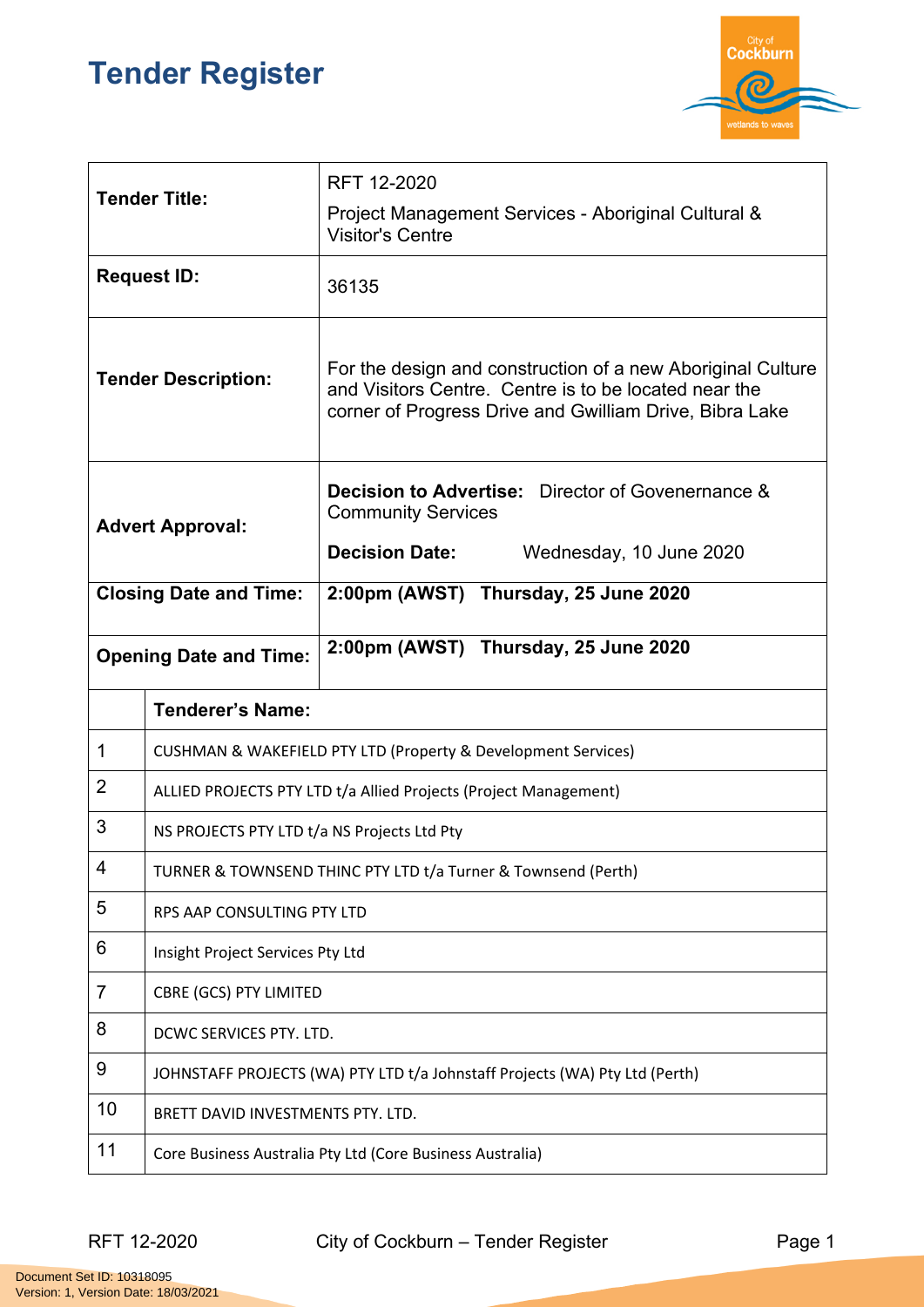# Tender Register

| | |
|---|---|
| **Tender Title:** | RFT 12-2020<br>Project Management Services - Aboriginal Cultural & Visitor's Centre |
| **Request ID:** | 36135 |
| **Tender Description:** | For the design and construction of a new Aboriginal Culture and Visitors Centre. Centre is to be located near the corner of Progress Drive and Gwilliam Drive, Bibra Lake |
| **Advert Approval:** | **Decision to Advertise:** Director of Govenernance & Community Services<br>**Decision Date:** Wednesday, 10 June 2020 |
| **Closing Date and Time:** | **2:00pm (AWST) Thursday, 25 June 2020** |
| **Opening Date and Time:** | **2:00pm (AWST) Thursday, 25 June 2020** |

| | **Tenderer's Name:** |
|---|---|
| 1 | CUSHMAN & WAKEFIELD PTY LTD (Property & Development Services) |
| 2 | ALLIED PROJECTS PTY LTD t/a Allied Projects (Project Management) |
| 3 | NS PROJECTS PTY LTD t/a NS Projects Ltd Pty |
| 4 | TURNER & TOWNSEND THINC PTY LTD t/a Turner & Townsend (Perth) |
| 5 | RPS AAP CONSULTING PTY LTD |
| 6 | Insight Project Services Pty Ltd |
| 7 | CBRE (GCS) PTY LIMITED |
| 8 | DCWC SERVICES PTY. LTD. |
| 9 | JOHNSTAFF PROJECTS (WA) PTY LTD t/a Johnstaff Projects (WA) Pty Ltd (Perth) |
| 10 | BRETT DAVID INVESTMENTS PTY. LTD. |
| 11 | Core Business Australia Pty Ltd (Core Business Australia) |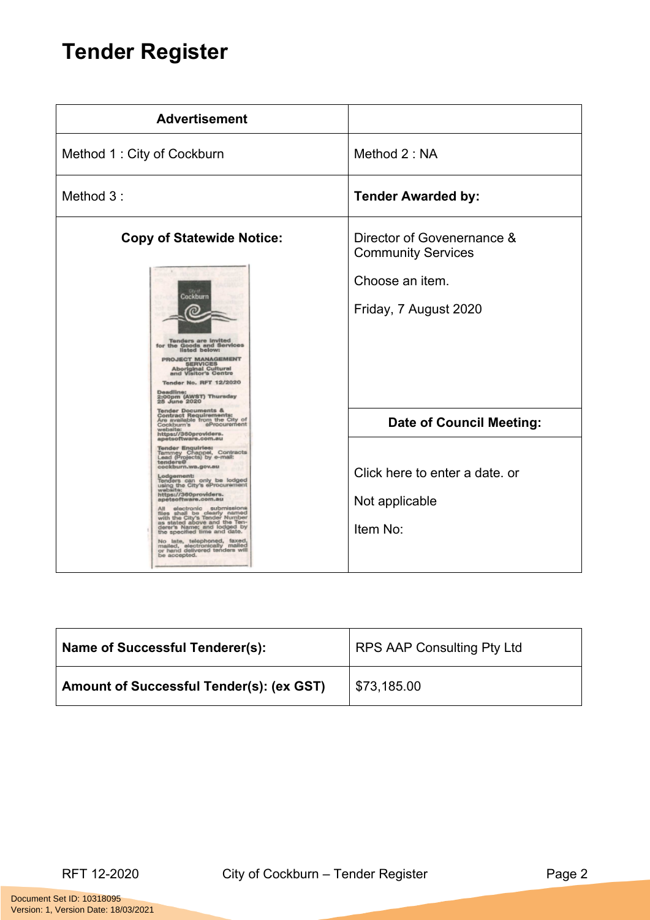# Tender Register

| Advertisement | |
|---|---|
| Method 1 : City of Cockburn | Method 2 : NA |
| Method 3 : | **Tender Awarded by:** |
| **Copy of Statewide Notice:**<br><br>City of Cockburn<br>Tenders are invited for the Goods and Services listed below:<br>PROJECT MANAGEMENT SERVICES Aboriginal Cultural and Visitor's Centre<br>Tender No. RFT 12/2020<br>Deadline: 2:00pm (AWST) Thursday 25 June 2020<br>Tender Documents & Contract Requirements: Are available from the City of Cockburn's eProcurement website: https://360providers.apetsoftware.com.au<br>Tender Enquiries: Tammey Chappel, Contracts Lead (Projects) by e-mail: tenders@cockburn.wa.gov.au<br>Lodgement: Tenders can only be lodged using the City's eProcurement website: https://360providers.apetsoftware.com.au<br>All electronic submissions files shall be clearly named with the City's Tender Number as stated above and the Tenderer's Name; and lodged by the specified time and date.<br>No late, telephoned, faxed, mailed, electronically mailed or hand delivered tenders will be accepted. | Director of Govenernance & Community Services<br><br>Choose an item.<br><br>Friday, 7 August 2020<br><br>**Date of Council Meeting:**<br><br>Click here to enter a date. or<br><br>Not applicable<br><br>Item No: |

| | |
|---|---|
| **Name of Successful Tenderer(s):** | RPS AAP Consulting Pty Ltd |
| **Amount of Successful Tender(s): (ex GST)** | $73,185.00 |

Document Set ID: 10318095
Version: 1, Version Date: 18/03/2021